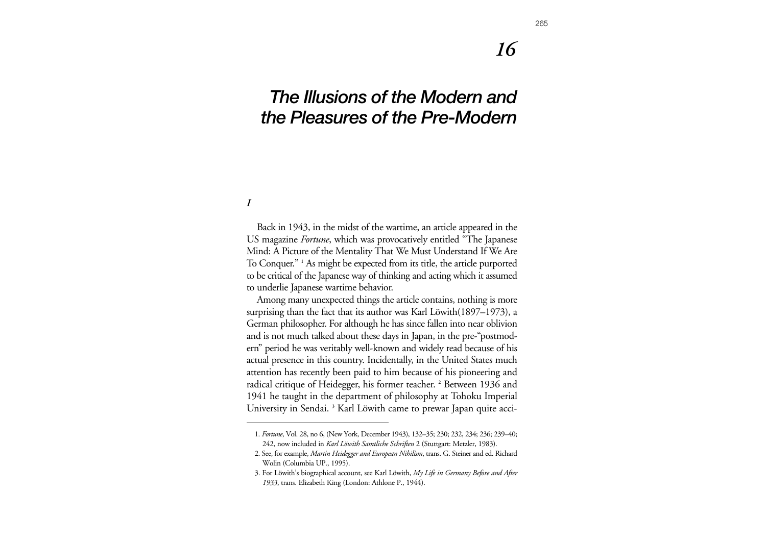# 16

# The Illusions of the Modern and the Pleasures of the Pre-Modern

## *I*

Back in 1943, in the midst of the wartime, an article appeared in the US magazine *Fortune*, which was provocatively entitled "The Japanese Mind: A Picture of the Mentality That We Must Understand If We Are To Conquer." [1] As might be expected from its title, the article purported to be critical of the Japanese way of thinking and acting which it assumed to underlie Japanese wartime behavior.

Among many unexpected things the article contains, nothing is more surprising than the fact that its author was Karl Löwith(1897–1973), a German philosopher. For although he has since fallen into near oblivion and is not much talked about these days in Japan, in the pre-"postmodern" period he was veritably well-known and widely read because of his actual presence in this country. Incidentally, in the United States much attention has recently been paid to him because of his pioneering and radical critique of Heidegger, his former teacher. [2] Between 1936 and 1941 he taught in the department of philosophy at Tohoku Imperial University in Sendai. [3] Karl Löwith came to prewar Japan quite acci-

---

1. *Fortune*, Vol. 28, no 6, (New York, December 1943), 132–35; 230; 232, 234; 236; 239–40; 242, now included in *Karl Löwith Samtliche Schriften* 2 (Stuttgart: Metzler, 1983).
2. See, for example, *Martin Heidegger and European Nihilism*, trans. G. Steiner and ed. Richard Wolin (Columbia UP., 1995).
3. For Löwith's biographical account, see Karl Löwith, *My Life in Germany Before and After 1933*, trans. Elizabeth King (London: Athlone P., 1944).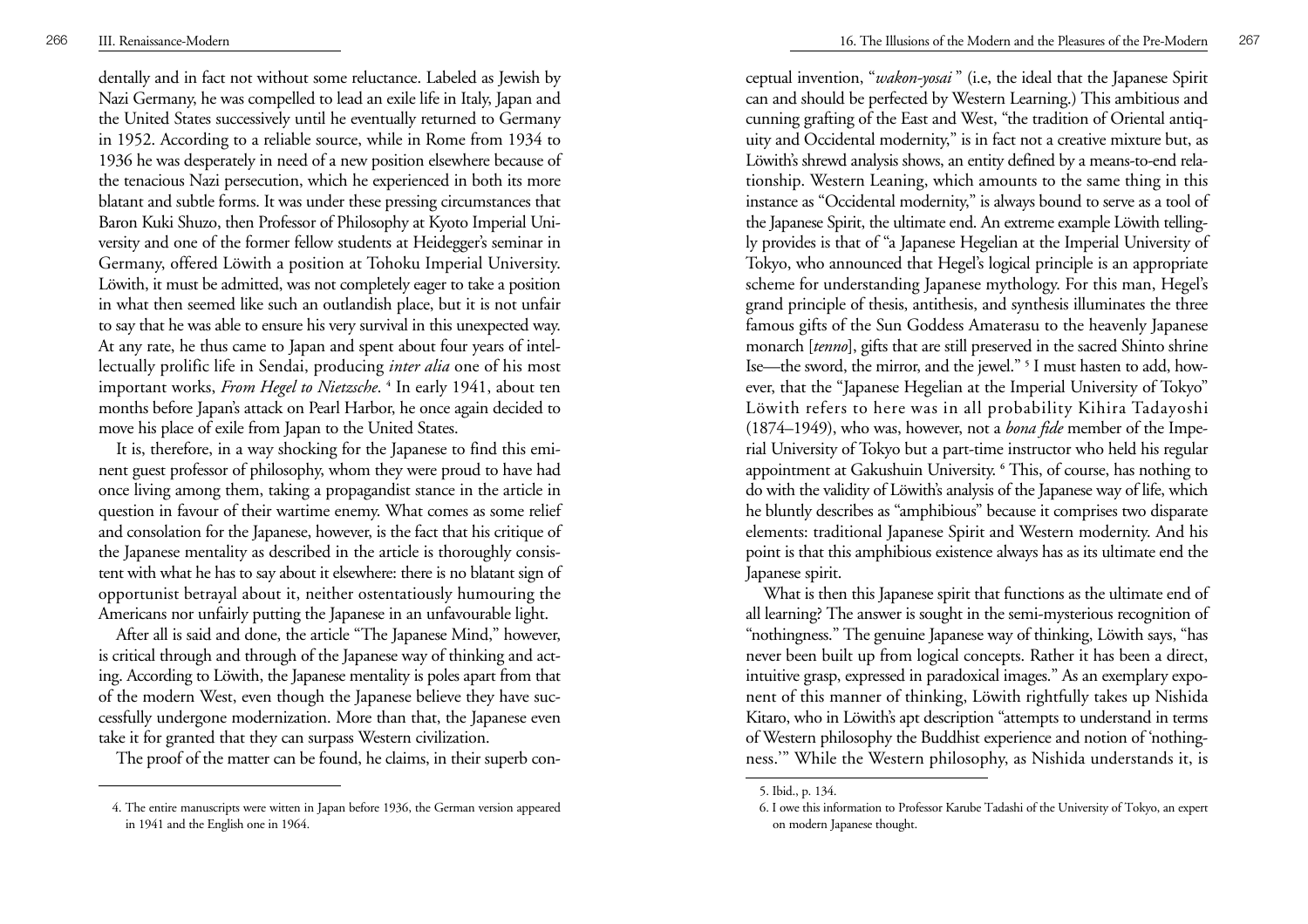dentally and in fact not without some reluctance. Labeled as Jewish by Nazi Germany, he was compelled to lead an exile life in Italy, Japan and the United States successively until he eventually returned to Germany in 1952. According to a reliable source, while in Rome from 1934 to 1936 he was desperately in need of a new position elsewhere because of the tenacious Nazi persecution, which he experienced in both its more blatant and subtle forms. It was under these pressing circumstances that Baron Kuki Shuzo, then Professor of Philosophy at Kyoto Imperial University and one of the former fellow students at Heidegger's seminar in Germany, offered Löwith a position at Tohoku Imperial University. Löwith, it must be admitted, was not completely eager to take a position in what then seemed like such an outlandish place, but it is not unfair to say that he was able to ensure his very survival in this unexpected way. At any rate, he thus came to Japan and spent about four years of intellectually prolific life in Sendai, producing *inter alia* one of his most important works, *From Hegel to Nietzsche*. [4] In early 1941, about ten months before Japan's attack on Pearl Harbor, he once again decided to move his place of exile from Japan to the United States.

It is, therefore, in a way shocking for the Japanese to find this eminent guest professor of philosophy, whom they were proud to have had once living among them, taking a propagandist stance in the article in question in favour of their wartime enemy. What comes as some relief and consolation for the Japanese, however, is the fact that his critique of the Japanese mentality as described in the article is thoroughly consistent with what he has to say about it elsewhere: there is no blatant sign of opportunist betrayal about it, neither ostentatiously humouring the Americans nor unfairly putting the Japanese in an unfavourable light.

After all is said and done, the article "The Japanese Mind," however, is critical through and through of the Japanese way of thinking and acting. According to Löwith, the Japanese mentality is poles apart from that of the modern West, even though the Japanese believe they have successfully undergone modernization. More than that, the Japanese even take it for granted that they can surpass Western civilization.

The proof of the matter can be found, he claims, in their superb conceptual invention, "*wakon-yosai*" (i.e, the ideal that the Japanese Spirit can and should be perfected by Western Learning.) This ambitious and cunning grafting of the East and West, "the tradition of Oriental antiquity and Occidental modernity," is in fact not a creative mixture but, as Löwith's shrewd analysis shows, an entity defined by a means-to-end relationship. Western Leaning, which amounts to the same thing in this instance as "Occidental modernity," is always bound to serve as a tool of the Japanese Spirit, the ultimate end. An extreme example Löwith tellingly provides is that of "a Japanese Hegelian at the Imperial University of Tokyo, who announced that Hegel's logical principle is an appropriate scheme for understanding Japanese mythology. For this man, Hegel's grand principle of thesis, antithesis, and synthesis illuminates the three famous gifts of the Sun Goddess Amaterasu to the heavenly Japanese monarch [*tenno*], gifts that are still preserved in the sacred Shinto shrine Ise—the sword, the mirror, and the jewel." [5] I must hasten to add, however, that the "Japanese Hegelian at the Imperial University of Tokyo" Löwith refers to here was in all probability Kihira Tadayoshi (1874–1949), who was, however, not a *bona fide* member of the Imperial University of Tokyo but a part-time instructor who held his regular appointment at Gakushuin University. [6] This, of course, has nothing to do with the validity of Löwith's analysis of the Japanese way of life, which he bluntly describes as "amphibious" because it comprises two disparate elements: traditional Japanese Spirit and Western modernity. And his point is that this amphibious existence always has as its ultimate end the Japanese spirit.

What is then this Japanese spirit that functions as the ultimate end of all learning? The answer is sought in the semi-mysterious recognition of "nothingness." The genuine Japanese way of thinking, Löwith says, "has never been built up from logical concepts. Rather it has been a direct, intuitive grasp, expressed in paradoxical images." As an exemplary exponent of this manner of thinking, Löwith rightfully takes up Nishida Kitaro, who in Löwith's apt description "attempts to understand in terms of Western philosophy the Buddhist experience and notion of 'nothingness.'" While the Western philosophy, as Nishida understands it, is

4. The entire manuscripts were witten in Japan before 1936, the German version appeared in 1941 and the English one in 1964.

5. Ibid., p. 134.

6. I owe this information to Professor Karube Tadashi of the University of Tokyo, an expert on modern Japanese thought.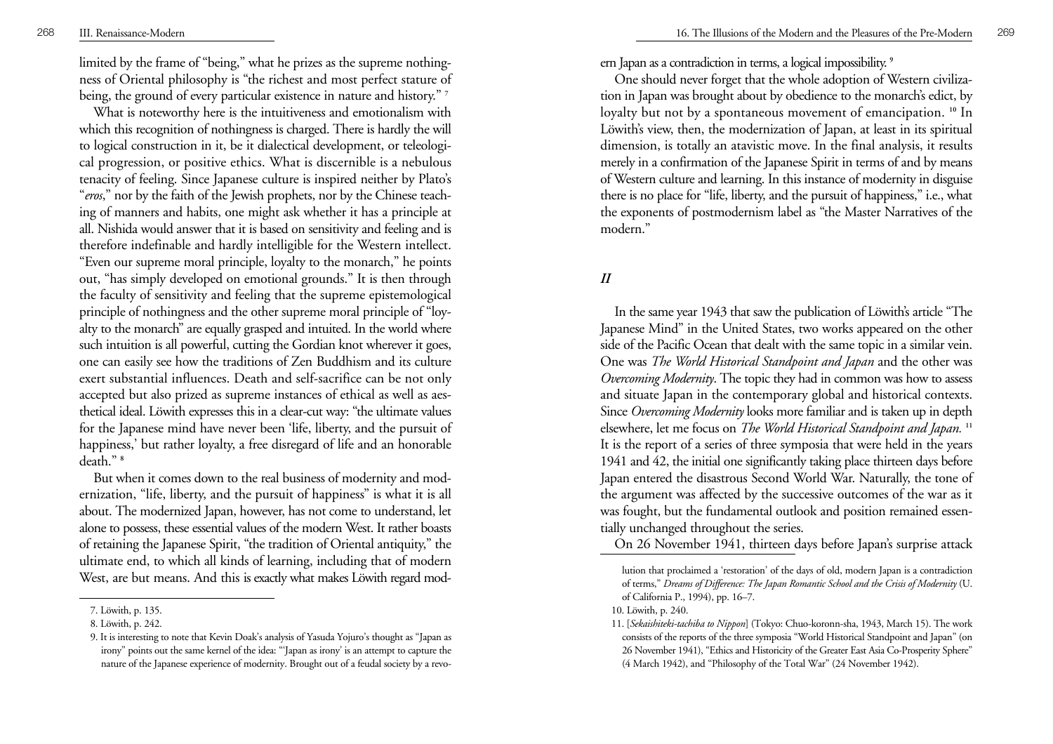limited by the frame of "being," what he prizes as the supreme nothingness of Oriental philosophy is "the richest and most perfect stature of being, the ground of every particular existence in nature and history." [7]

What is noteworthy here is the intuitiveness and emotionalism with which this recognition of nothingness is charged. There is hardly the will to logical construction in it, be it dialectical development, or teleological progression, or positive ethics. What is discernible is a nebulous tenacity of feeling. Since Japanese culture is inspired neither by Plato's "*eros*," nor by the faith of the Jewish prophets, nor by the Chinese teaching of manners and habits, one might ask whether it has a principle at all. Nishida would answer that it is based on sensitivity and feeling and is therefore indefinable and hardly intelligible for the Western intellect. "Even our supreme moral principle, loyalty to the monarch," he points out, "has simply developed on emotional grounds." It is then through the faculty of sensitivity and feeling that the supreme epistemological principle of nothingness and the other supreme moral principle of "loyalty to the monarch" are equally grasped and intuited. In the world where such intuition is all powerful, cutting the Gordian knot wherever it goes, one can easily see how the traditions of Zen Buddhism and its culture exert substantial influences. Death and self-sacrifice can be not only accepted but also prized as supreme instances of ethical as well as aesthetical ideal. Löwith expresses this in a clear-cut way: "the ultimate values for the Japanese mind have never been 'life, liberty, and the pursuit of happiness,' but rather loyalty, a free disregard of life and an honorable death." [8]

But when it comes down to the real business of modernity and modernization, "life, liberty, and the pursuit of happiness" is what it is all about. The modernized Japan, however, has not come to understand, let alone to possess, these essential values of the modern West. It rather boasts of retaining the Japanese Spirit, "the tradition of Oriental antiquity," the ultimate end, to which all kinds of learning, including that of modern West, are but means. And this is exactly what makes Löwith regard modern Japan as a contradiction in terms, a logical impossibility. [9]

One should never forget that the whole adoption of Western civilization in Japan was brought about by obedience to the monarch's edict, by loyalty but not by a spontaneous movement of emancipation. [10] In Löwith's view, then, the modernization of Japan, at least in its spiritual dimension, is totally an atavistic move. In the final analysis, it results merely in a confirmation of the Japanese Spirit in terms of and by means of Western culture and learning. In this instance of modernity in disguise there is no place for "life, liberty, and the pursuit of happiness," i.e., what the exponents of postmodernism label as "the Master Narratives of the modern."

## *II*

In the same year 1943 that saw the publication of Löwith's article "The Japanese Mind" in the United States, two works appeared on the other side of the Pacific Ocean that dealt with the same topic in a similar vein. One was *The World Historical Standpoint and Japan* and the other was *Overcoming Modernity*. The topic they had in common was how to assess and situate Japan in the contemporary global and historical contexts. Since *Overcoming Modernity* looks more familiar and is taken up in depth elsewhere, let me focus on *The World Historical Standpoint and Japan.* [11] It is the report of a series of three symposia that were held in the years 1941 and 42, the initial one significantly taking place thirteen days before Japan entered the disastrous Second World War. Naturally, the tone of the argument was affected by the successive outcomes of the war as it was fought, but the fundamental outlook and position remained essentially unchanged throughout the series.

On 26 November 1941, thirteen days before Japan's surprise attack

---

7. Löwith, p. 135.

8. Löwith, p. 242.

9. It is interesting to note that Kevin Doak's analysis of Yasuda Yojuro's thought as "Japan as irony" points out the same kernel of the idea: "'Japan as irony' is an attempt to capture the nature of the Japanese experience of modernity. Brought out of a feudal society by a revolution that proclaimed a 'restoration' of the days of old, modern Japan is a contradiction of terms," *Dreams of Difference: The Japan Romantic School and the Crisis of Modernity* (U. of California P., 1994), pp. 16–7.

10. Löwith, p. 240.

11. [*Sekaishiteki-tachiba to Nippon*] (Tokyo: Chuo-koronn-sha, 1943, March 15). The work consists of the reports of the three symposia "World Historical Standpoint and Japan" (on 26 November 1941), "Ethics and Historicity of the Greater East Asia Co-Prosperity Sphere" (4 March 1942), and "Philosophy of the Total War" (24 November 1942).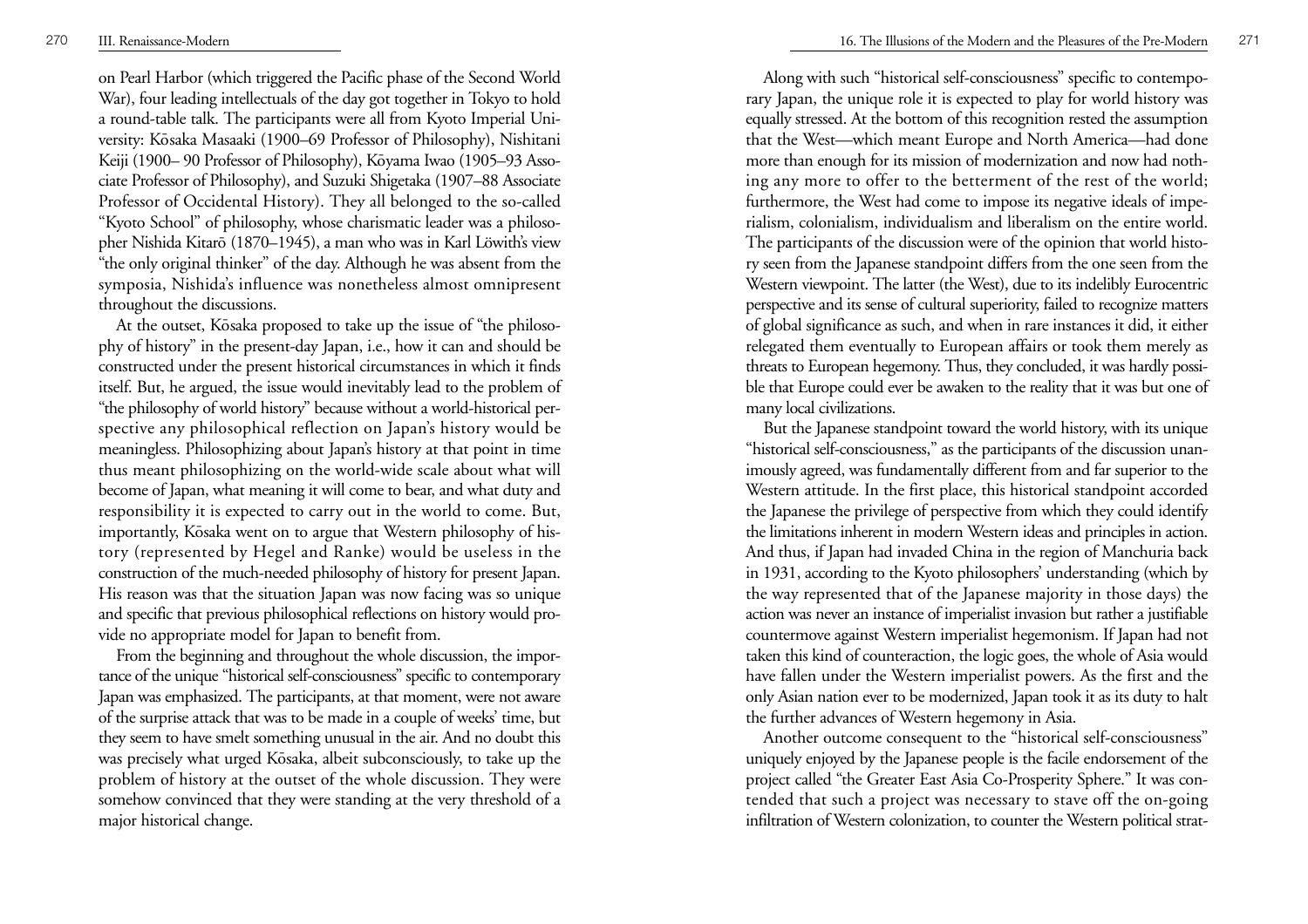on Pearl Harbor (which triggered the Pacific phase of the Second World War), four leading intellectuals of the day got together in Tokyo to hold a round-table talk. The participants were all from Kyoto Imperial University: Kōsaka Masaaki (1900–69 Professor of Philosophy), Nishitani Keiji (1900– 90 Professor of Philosophy), Kōyama Iwao (1905–93 Associate Professor of Philosophy), and Suzuki Shigetaka (1907–88 Associate Professor of Occidental History). They all belonged to the so-called "Kyoto School" of philosophy, whose charismatic leader was a philosopher Nishida Kitarō (1870–1945), a man who was in Karl Löwith's view "the only original thinker" of the day. Although he was absent from the symposia, Nishida's influence was nonetheless almost omnipresent throughout the discussions.

At the outset, Kōsaka proposed to take up the issue of "the philosophy of history" in the present-day Japan, i.e., how it can and should be constructed under the present historical circumstances in which it finds itself. But, he argued, the issue would inevitably lead to the problem of "the philosophy of world history" because without a world-historical perspective any philosophical reflection on Japan's history would be meaningless. Philosophizing about Japan's history at that point in time thus meant philosophizing on the world-wide scale about what will become of Japan, what meaning it will come to bear, and what duty and responsibility it is expected to carry out in the world to come. But, importantly, Kōsaka went on to argue that Western philosophy of history (represented by Hegel and Ranke) would be useless in the construction of the much-needed philosophy of history for present Japan. His reason was that the situation Japan was now facing was so unique and specific that previous philosophical reflections on history would provide no appropriate model for Japan to benefit from.

From the beginning and throughout the whole discussion, the importance of the unique "historical self-consciousness" specific to contemporary Japan was emphasized. The participants, at that moment, were not aware of the surprise attack that was to be made in a couple of weeks' time, but they seem to have smelt something unusual in the air. And no doubt this was precisely what urged Kōsaka, albeit subconsciously, to take up the problem of history at the outset of the whole discussion. They were somehow convinced that they were standing at the very threshold of a major historical change.

Along with such "historical self-consciousness" specific to contemporary Japan, the unique role it is expected to play for world history was equally stressed. At the bottom of this recognition rested the assumption that the West—which meant Europe and North America—had done more than enough for its mission of modernization and now had nothing any more to offer to the betterment of the rest of the world; furthermore, the West had come to impose its negative ideals of imperialism, colonialism, individualism and liberalism on the entire world. The participants of the discussion were of the opinion that world history seen from the Japanese standpoint differs from the one seen from the Western viewpoint. The latter (the West), due to its indelibly Eurocentric perspective and its sense of cultural superiority, failed to recognize matters of global significance as such, and when in rare instances it did, it either relegated them eventually to European affairs or took them merely as threats to European hegemony. Thus, they concluded, it was hardly possible that Europe could ever be awaken to the reality that it was but one of many local civilizations.

But the Japanese standpoint toward the world history, with its unique "historical self-consciousness," as the participants of the discussion unanimously agreed, was fundamentally different from and far superior to the Western attitude. In the first place, this historical standpoint accorded the Japanese the privilege of perspective from which they could identify the limitations inherent in modern Western ideas and principles in action. And thus, if Japan had invaded China in the region of Manchuria back in 1931, according to the Kyoto philosophers' understanding (which by the way represented that of the Japanese majority in those days) the action was never an instance of imperialist invasion but rather a justifiable countermove against Western imperialist hegemonism. If Japan had not taken this kind of counteraction, the logic goes, the whole of Asia would have fallen under the Western imperialist powers. As the first and the only Asian nation ever to be modernized, Japan took it as its duty to halt the further advances of Western hegemony in Asia.

Another outcome consequent to the "historical self-consciousness" uniquely enjoyed by the Japanese people is the facile endorsement of the project called "the Greater East Asia Co-Prosperity Sphere." It was contended that such a project was necessary to stave off the on-going infiltration of Western colonization, to counter the Western political strat-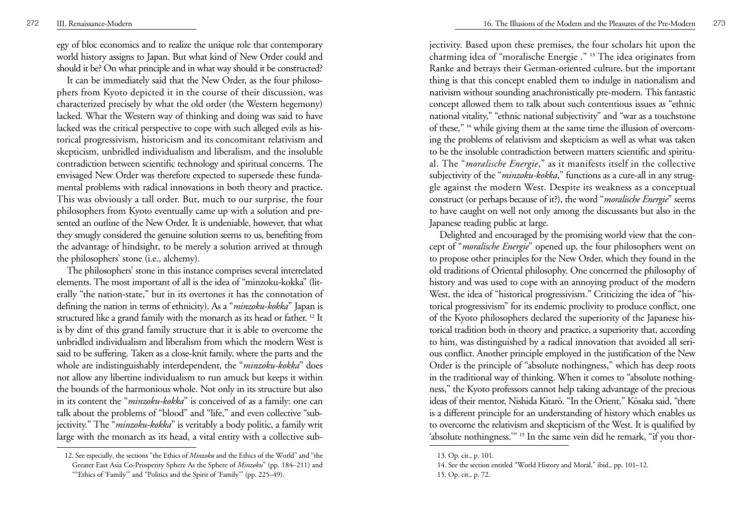egy of bloc economics and to realize the unique role that contemporary world history assigns to Japan. But what kind of New Order could and should it be? On what principle and in what way should it be constructed?

It can be immediately said that the New Order, as the four philosophers from Kyoto depicted it in the course of their discussion, was characterized precisely by what the old order (the Western hegemony) lacked. What the Western way of thinking and doing was said to have lacked was the critical perspective to cope with such alleged evils as historical progressivism, historicism and its concomitant relativism and skepticism, unbridled individualism and liberalism, and the insoluble contradiction between scientific technology and spiritual concerns. The envisaged New Order was therefore expected to supersede these fundamental problems with radical innovations in both theory and practice. This was obviously a tall order. But, much to our surprise, the four philosophers from Kyoto eventually came up with a solution and presented an outline of the New Order. It is undeniable, however, that what they smugly considered the genuine solution seems to us, benefiting from the advantage of hindsight, to be merely a solution arrived at through the philosophers' stone (i.e., alchemy).

The philosophers' stone in this instance comprises several interrelated elements. The most important of all is the idea of "minzoku-kokka" (literally "the nation-state," but in its overtones it has the connotation of defining the nation in terms of ethnicity). As a "*minzoku-kokka*" Japan is structured like a grand family with the monarch as its head or father. [12] It is by dint of this grand family structure that it is able to overcome the unbridled individualism and liberalism from which the modern West is said to be suffering. Taken as a close-knit family, where the parts and the whole are indistinguishably interdependent, the "*minzoku-kokka*" does not allow any libertine individualism to run amuck but keeps it within the bounds of the harmonious whole. Not only in its structure but also in its content the "*minzoku-kokka*" is conceived of as a family: one can talk about the problems of "blood" and "life," and even collective "subjectivity." The "*minzoku-kokka*" is veritably a body politic, a family writ large with the monarch as its head, a vital entity with a collective subjectivity. Based upon these premises, the four scholars hit upon the charming idea of "moralische Energie ." [13] The idea originates from Ranke and betrays their German-oriented culture, but the important thing is that this concept enabled them to indulge in nationalism and nativism without sounding anachronistically pre-modern. This fantastic concept allowed them to talk about such contentious issues as "ethnic national vitality," "ethnic national subjectivity" and "war as a touchstone of these," [14] while giving them at the same time the illusion of overcoming the problems of relativism and skepticism as well as what was taken to be the insoluble contradiction between matters scientific and spiritual. The "*moralische Energie*," as it manifests itself in the collective subjectivity of the "*minzoku-kokka*," functions as a cure-all in any struggle against the modern West. Despite its weakness as a conceptual construct (or perhaps because of it?), the word "*moralische Energie*" seems to have caught on well not only among the discussants but also in the Japanese reading public at large.

Delighted and encouraged by the promising world view that the concept of "*moralische Energie*" opened up, the four philosophers went on to propose other principles for the New Order, which they found in the old traditions of Oriental philosophy. One concerned the philosophy of history and was used to cope with an annoying product of the modern West, the idea of "historical progressivism." Criticizing the idea of "historical progressivism" for its endemic proclivity to produce conflict, one of the Kyoto philosophers declared the superiority of the Japanese historical tradition both in theory and practice, a superiority that, according to him, was distinguished by a radical innovation that avoided all serious conflict. Another principle employed in the justification of the New Order is the principle of "absolute nothingness," which has deep roots in the traditional way of thinking. When it comes to "absolute nothingness," the Kyoto professors cannot help taking advantage of the precious ideas of their mentor, Nishida Kitarō. "In the Orient," Kōsaka said, "there is a different principle for an understanding of history which enables us to overcome the relativism and skepticism of the West. It is qualified by 'absolute nothingness.'" [15] In the same vein did he remark, "if you thor-

12. See especially, the sections "the Ethics of *Minzoku* and the Ethics of the World" and "the Greater East Asia Co-Prosperity Sphere As the Sphere of *Minzoku*" (pp. 184–211) and ""Ethics of 'Family'" and "Politics and the Spirit of 'Family'" (pp. 225–49).

13. Op. cit., p. 101.

14. See the section entitled "World History and Moral," ibid., pp. 101–12.

15. Op. cit., p. 72.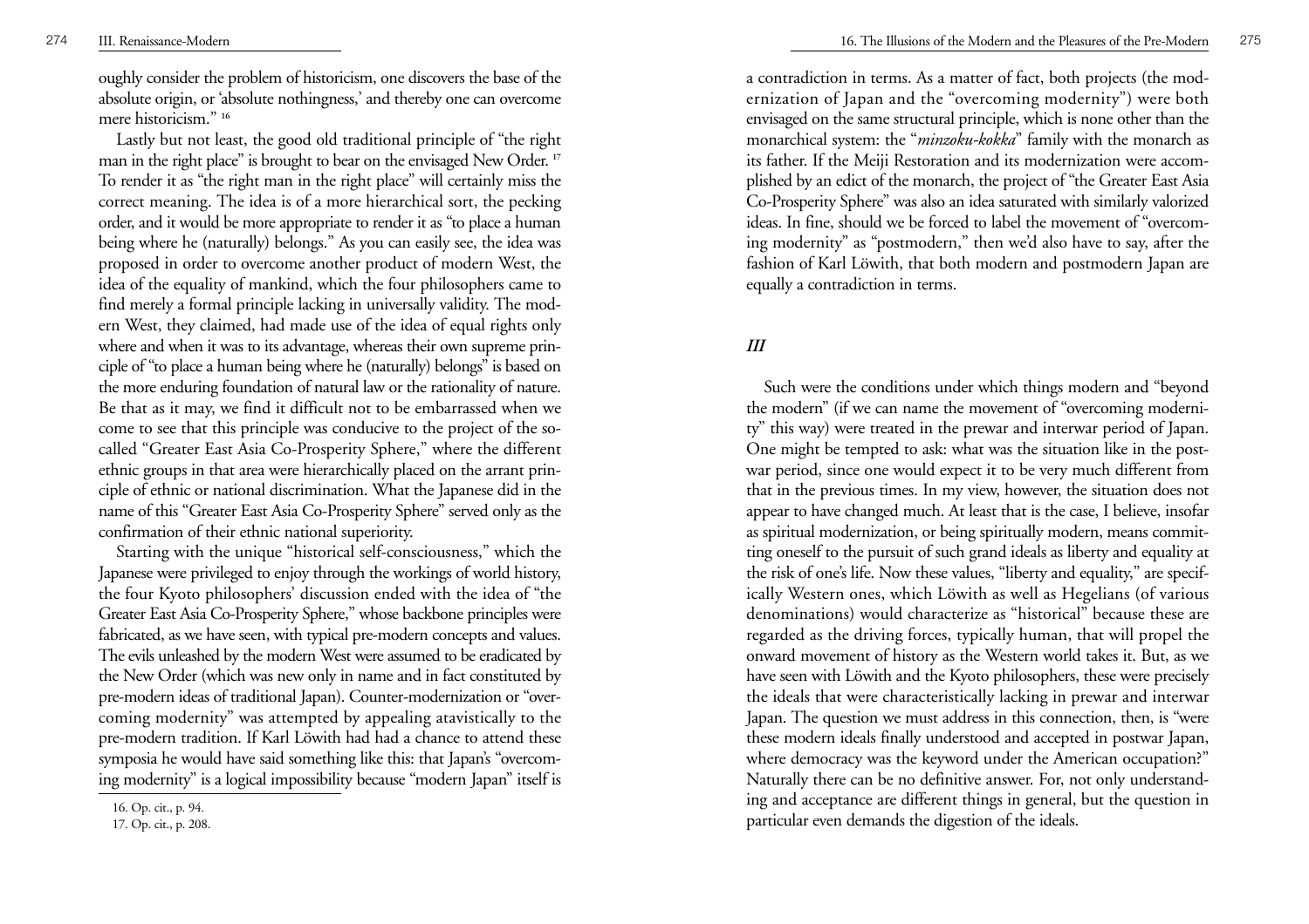oughly consider the problem of historicism, one discovers the base of the absolute origin, or 'absolute nothingness,' and thereby one can overcome mere historicism." [16]

Lastly but not least, the good old traditional principle of "the right man in the right place" is brought to bear on the envisaged New Order. [17] To render it as "the right man in the right place" will certainly miss the correct meaning. The idea is of a more hierarchical sort, the pecking order, and it would be more appropriate to render it as "to place a human being where he (naturally) belongs." As you can easily see, the idea was proposed in order to overcome another product of modern West, the idea of the equality of mankind, which the four philosophers came to find merely a formal principle lacking in universally validity. The modern West, they claimed, had made use of the idea of equal rights only where and when it was to its advantage, whereas their own supreme principle of "to place a human being where he (naturally) belongs" is based on the more enduring foundation of natural law or the rationality of nature. Be that as it may, we find it difficult not to be embarrassed when we come to see that this principle was conducive to the project of the so-called "Greater East Asia Co-Prosperity Sphere," where the different ethnic groups in that area were hierarchically placed on the arrant principle of ethnic or national discrimination. What the Japanese did in the name of this "Greater East Asia Co-Prosperity Sphere" served only as the confirmation of their ethnic national superiority.

Starting with the unique "historical self-consciousness," which the Japanese were privileged to enjoy through the workings of world history, the four Kyoto philosophers' discussion ended with the idea of "the Greater East Asia Co-Prosperity Sphere," whose backbone principles were fabricated, as we have seen, with typical pre-modern concepts and values. The evils unleashed by the modern West were assumed to be eradicated by the New Order (which was new only in name and in fact constituted by pre-modern ideas of traditional Japan). Counter-modernization or "overcoming modernity" was attempted by appealing atavistically to the pre-modern tradition. If Karl Löwith had had a chance to attend these symposia he would have said something like this: that Japan's "overcoming modernity" is a logical impossibility because "modern Japan" itself is a contradiction in terms. As a matter of fact, both projects (the modernization of Japan and the "overcoming modernity") were both envisaged on the same structural principle, which is none other than the monarchical system: the "*minzoku-kokka*" family with the monarch as its father. If the Meiji Restoration and its modernization were accomplished by an edict of the monarch, the project of "the Greater East Asia Co-Prosperity Sphere" was also an idea saturated with similarly valorized ideas. In fine, should we be forced to label the movement of "overcoming modernity" as "postmodern," then we'd also have to say, after the fashion of Karl Löwith, that both modern and postmodern Japan are equally a contradiction in terms.

## *III*

Such were the conditions under which things modern and "beyond the modern" (if we can name the movement of "overcoming modernity" this way) were treated in the prewar and interwar period of Japan. One might be tempted to ask: what was the situation like in the postwar period, since one would expect it to be very much different from that in the previous times. In my view, however, the situation does not appear to have changed much. At least that is the case, I believe, insofar as spiritual modernization, or being spiritually modern, means committing oneself to the pursuit of such grand ideals as liberty and equality at the risk of one's life. Now these values, "liberty and equality," are specifically Western ones, which Löwith as well as Hegelians (of various denominations) would characterize as "historical" because these are regarded as the driving forces, typically human, that will propel the onward movement of history as the Western world takes it. But, as we have seen with Löwith and the Kyoto philosophers, these were precisely the ideals that were characteristically lacking in prewar and interwar Japan. The question we must address in this connection, then, is "were these modern ideals finally understood and accepted in postwar Japan, where democracy was the keyword under the American occupation?" Naturally there can be no definitive answer. For, not only understanding and acceptance are different things in general, but the question in particular even demands the digestion of the ideals.

16. Op. cit., p. 94.

17. Op. cit., p. 208.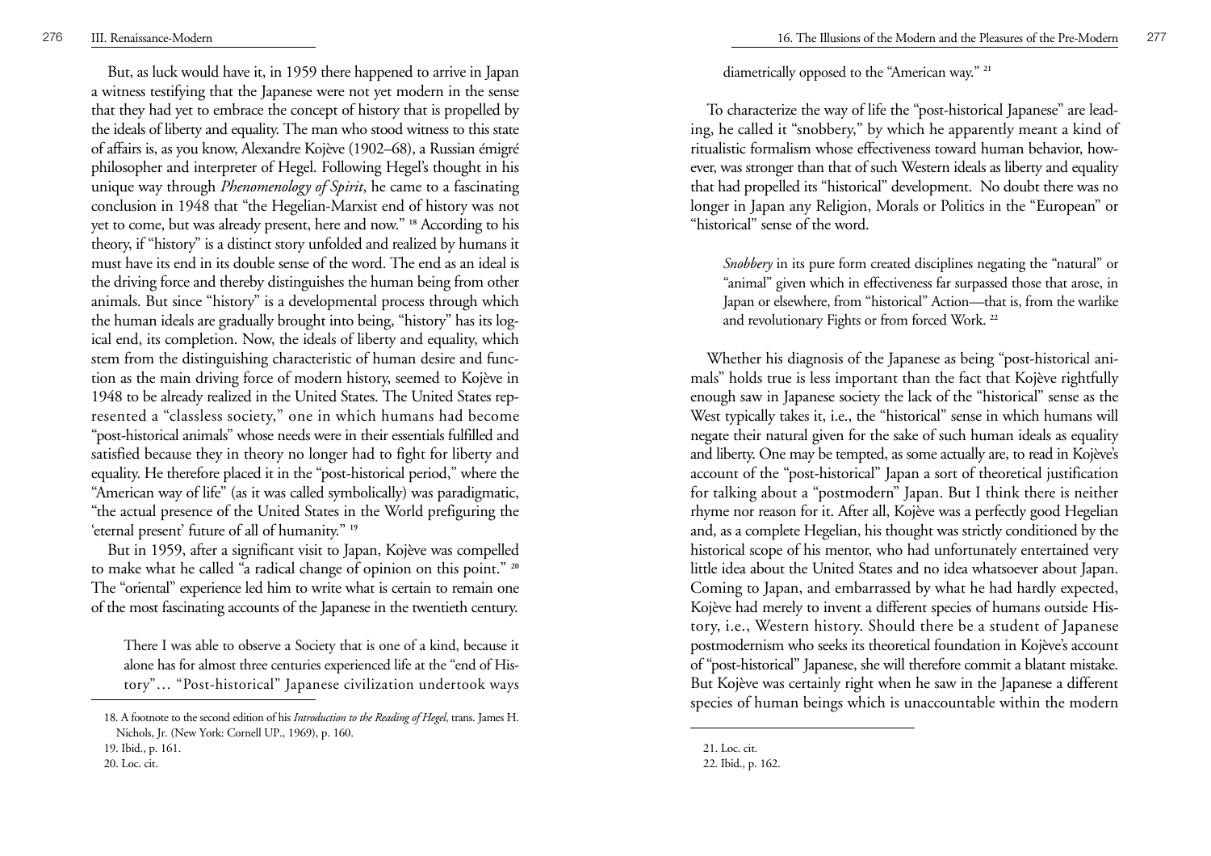But, as luck would have it, in 1959 there happened to arrive in Japan a witness testifying that the Japanese were not yet modern in the sense that they had yet to embrace the concept of history that is propelled by the ideals of liberty and equality. The man who stood witness to this state of affairs is, as you know, Alexandre Kojève (1902–68), a Russian émigré philosopher and interpreter of Hegel. Following Hegel's thought in his unique way through *Phenomenology of Spirit*, he came to a fascinating conclusion in 1948 that "the Hegelian-Marxist end of history was not yet to come, but was already present, here and now." [18] According to his theory, if "history" is a distinct story unfolded and realized by humans it must have its end in its double sense of the word. The end as an ideal is the driving force and thereby distinguishes the human being from other animals. But since "history" is a developmental process through which the human ideals are gradually brought into being, "history" has its logical end, its completion. Now, the ideals of liberty and equality, which stem from the distinguishing characteristic of human desire and function as the main driving force of modern history, seemed to Kojève in 1948 to be already realized in the United States. The United States represented a "classless society," one in which humans had become "post-historical animals" whose needs were in their essentials fulfilled and satisfied because they in theory no longer had to fight for liberty and equality. He therefore placed it in the "post-historical period," where the "American way of life" (as it was called symbolically) was paradigmatic, "the actual presence of the United States in the World prefiguring the 'eternal present' future of all of humanity." [19]

But in 1959, after a significant visit to Japan, Kojève was compelled to make what he called "a radical change of opinion on this point." [20] The "oriental" experience led him to write what is certain to remain one of the most fascinating accounts of the Japanese in the twentieth century.

> There I was able to observe a Society that is one of a kind, because it alone has for almost three centuries experienced life at the "end of History"… "Post-historical" Japanese civilization undertook ways diametrically opposed to the "American way." [21]

To characterize the way of life the "post-historical Japanese" are leading, he called it "snobbery," by which he apparently meant a kind of ritualistic formalism whose effectiveness toward human behavior, however, was stronger than that of such Western ideals as liberty and equality that had propelled its "historical" development. No doubt there was no longer in Japan any Religion, Morals or Politics in the "European" or "historical" sense of the word.

> *Snobbery* in its pure form created disciplines negating the "natural" or "animal" given which in effectiveness far surpassed those that arose, in Japan or elsewhere, from "historical" Action—that is, from the warlike and revolutionary Fights or from forced Work. [22]

Whether his diagnosis of the Japanese as being "post-historical animals" holds true is less important than the fact that Kojève rightfully enough saw in Japanese society the lack of the "historical" sense as the West typically takes it, i.e., the "historical" sense in which humans will negate their natural given for the sake of such human ideals as equality and liberty. One may be tempted, as some actually are, to read in Kojève's account of the "post-historical" Japan a sort of theoretical justification for talking about a "postmodern" Japan. But I think there is neither rhyme nor reason for it. After all, Kojève was a perfectly good Hegelian and, as a complete Hegelian, his thought was strictly conditioned by the historical scope of his mentor, who had unfortunately entertained very little idea about the United States and no idea whatsoever about Japan. Coming to Japan, and embarrassed by what he had hardly expected, Kojève had merely to invent a different species of humans outside History, i.e., Western history. Should there be a student of Japanese postmodernism who seeks its theoretical foundation in Kojève's account of "post-historical" Japanese, she will therefore commit a blatant mistake. But Kojève was certainly right when he saw in the Japanese a different species of human beings which is unaccountable within the modern

---

18. A footnote to the second edition of his *Introduction to the Reading of Hegel*, trans. James H. Nichols, Jr. (New York: Cornell UP., 1969), p. 160.

19. Ibid., p. 161.

20. Loc. cit.

21. Loc. cit.

22. Ibid., p. 162.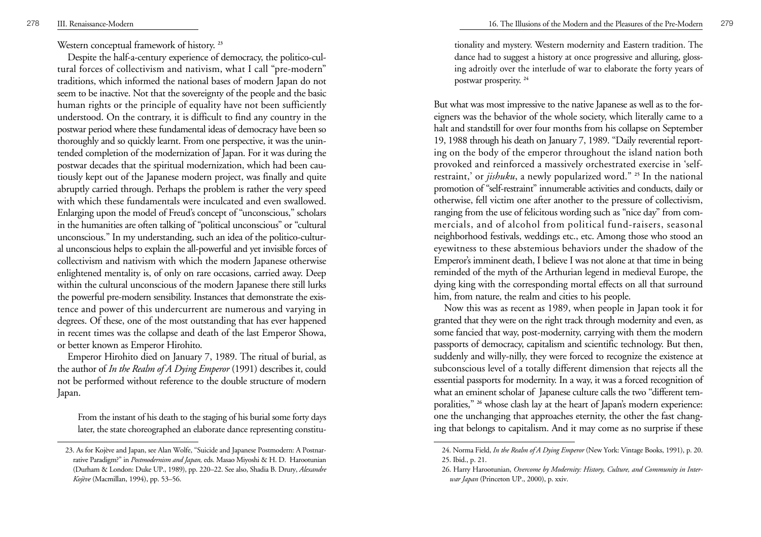Western conceptual framework of history. [23]

Despite the half-a-century experience of democracy, the politico-cultural forces of collectivism and nativism, what I call "pre-modern" traditions, which informed the national bases of modern Japan do not seem to be inactive. Not that the sovereignty of the people and the basic human rights or the principle of equality have not been sufficiently understood. On the contrary, it is difficult to find any country in the postwar period where these fundamental ideas of democracy have been so thoroughly and so quickly learnt. From one perspective, it was the unintended completion of the modernization of Japan. For it was during the postwar decades that the spiritual modernization, which had been cautiously kept out of the Japanese modern project, was finally and quite abruptly carried through. Perhaps the problem is rather the very speed with which these fundamentals were inculcated and even swallowed. Enlarging upon the model of Freud's concept of "unconscious," scholars in the humanities are often talking of "political unconscious" or "cultural unconscious." In my understanding, such an idea of the politico-cultural unconscious helps to explain the all-powerful and yet invisible forces of collectivism and nativism with which the modern Japanese otherwise enlightened mentality is, of only on rare occasions, carried away. Deep within the cultural unconscious of the modern Japanese there still lurks the powerful pre-modern sensibility. Instances that demonstrate the existence and power of this undercurrent are numerous and varying in degrees. Of these, one of the most outstanding that has ever happened in recent times was the collapse and death of the last Emperor Showa, or better known as Emperor Hirohito.

Emperor Hirohito died on January 7, 1989. The ritual of burial, as the author of *In the Realm of A Dying Emperor* (1991) describes it, could not be performed without reference to the double structure of modern Japan.

> From the instant of his death to the staging of his burial some forty days later, the state choreographed an elaborate dance representing constitutionality and mystery. Western modernity and Eastern tradition. The dance had to suggest a history at once progressive and alluring, glossing adroitly over the interlude of war to elaborate the forty years of postwar prosperity. [24]

But what was most impressive to the native Japanese as well as to the foreigners was the behavior of the whole society, which literally came to a halt and standstill for over four months from his collapse on September 19, 1988 through his death on January 7, 1989. "Daily reverential reporting on the body of the emperor throughout the island nation both provoked and reinforced a massively orchestrated exercise in 'self-restraint,' or *jishuku*, a newly popularized word." [25] In the national promotion of "self-restraint" innumerable activities and conducts, daily or otherwise, fell victim one after another to the pressure of collectivism, ranging from the use of felicitous wording such as "nice day" from commercials, and of alcohol from political fund-raisers, seasonal neighborhood festivals, weddings etc., etc. Among those who stood an eyewitness to these abstemious behaviors under the shadow of the Emperor's imminent death, I believe I was not alone at that time in being reminded of the myth of the Arthurian legend in medieval Europe, the dying king with the corresponding mortal effects on all that surround him, from nature, the realm and cities to his people.

Now this was as recent as 1989, when people in Japan took it for granted that they were on the right track through modernity and even, as some fancied that way, post-modernity, carrying with them the modern passports of democracy, capitalism and scientific technology. But then, suddenly and willy-nilly, they were forced to recognize the existence at subconscious level of a totally different dimension that rejects all the essential passports for modernity. In a way, it was a forced recognition of what an eminent scholar of Japanese culture calls the two "different temporalities," [26] whose clash lay at the heart of Japan's modern experience: one the unchanging that approaches eternity, the other the fast changing that belongs to capitalism. And it may come as no surprise if these

---

23. As for Kojève and Japan, see Alan Wolfe, "Suicide and Japanese Postmodern: A Postnarrative Paradigm?" in *Postmodernism and Japan,* eds. Masao Miyoshi & H. D. Harootunian (Durham & London: Duke UP., 1989), pp. 220–22. See also, Shadia B. Drury, *Alexandre Kojève* (Macmillan, 1994), pp. 53–56.

24. Norma Field, *In the Realm of A Dying Emperor* (New York: Vintage Books, 1991), p. 20.

25. Ibid., p. 21.

26. Harry Harootunian, *Overcome by Modernity: History, Culture, and Community in Interwar Japan* (Princeton UP., 2000), p. xxiv.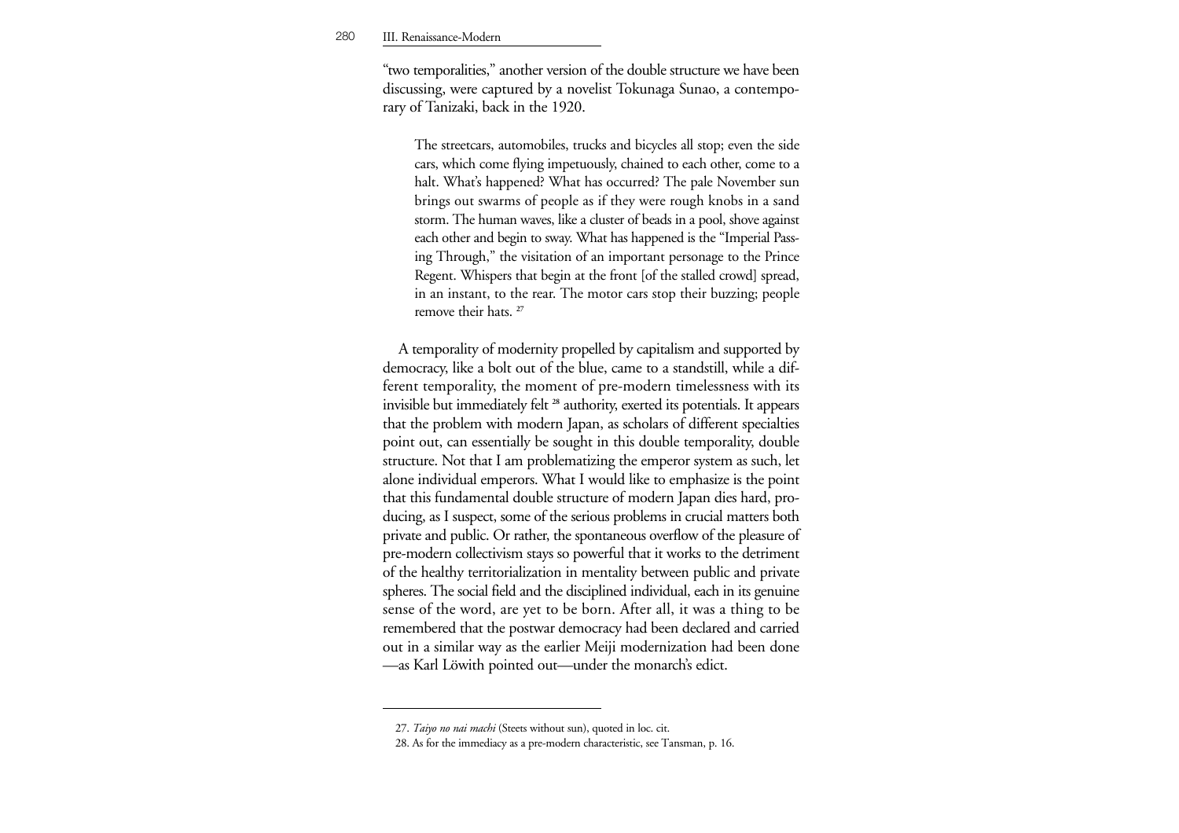"two temporalities," another version of the double structure we have been discussing, were captured by a novelist Tokunaga Sunao, a contemporary of Tanizaki, back in the 1920.

> The streetcars, automobiles, trucks and bicycles all stop; even the side cars, which come flying impetuously, chained to each other, come to a halt. What's happened? What has occurred? The pale November sun brings out swarms of people as if they were rough knobs in a sand storm. The human waves, like a cluster of beads in a pool, shove against each other and begin to sway. What has happened is the "Imperial Passing Through," the visitation of an important personage to the Prince Regent. Whispers that begin at the front [of the stalled crowd] spread, in an instant, to the rear. The motor cars stop their buzzing; people remove their hats. [27]

A temporality of modernity propelled by capitalism and supported by democracy, like a bolt out of the blue, came to a standstill, while a different temporality, the moment of pre-modern timelessness with its invisible but immediately felt [28] authority, exerted its potentials. It appears that the problem with modern Japan, as scholars of different specialties point out, can essentially be sought in this double temporality, double structure. Not that I am problematizing the emperor system as such, let alone individual emperors. What I would like to emphasize is the point that this fundamental double structure of modern Japan dies hard, producing, as I suspect, some of the serious problems in crucial matters both private and public. Or rather, the spontaneous overflow of the pleasure of pre-modern collectivism stays so powerful that it works to the detriment of the healthy territorialization in mentality between public and private spheres. The social field and the disciplined individual, each in its genuine sense of the word, are yet to be born. After all, it was a thing to be remembered that the postwar democracy had been declared and carried out in a similar way as the earlier Meiji modernization had been done —as Karl Löwith pointed out—under the monarch's edict.

---

27. *Taiyo no nai machi* (Steets without sun), quoted in loc. cit.

28. As for the immediacy as a pre-modern characteristic, see Tansman, p. 16.